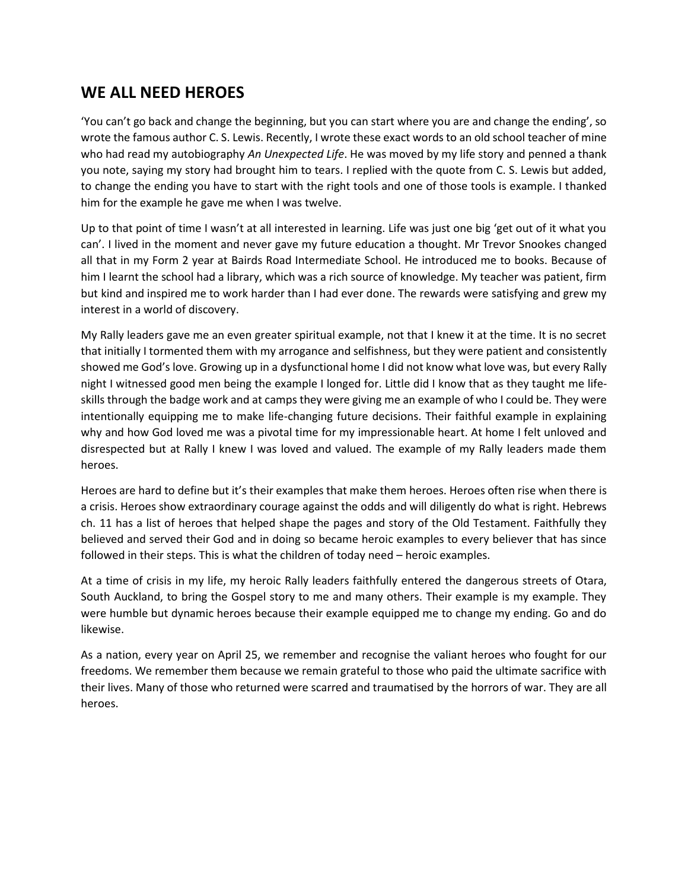## WE ALL NEED HEROES

'You can't go back and change the beginning, but you can start where you are and change the ending', so wrote the famous author C. S. Lewis. Recently, I wrote these exact words to an old school teacher of mine who had read my autobiography *An Unexpected Life*. He was moved by my life story and penned a thank you note, saying my story had brought him to tears. I replied with the quote from C. S. Lewis but added, to change the ending you have to start with the right tools and one of those tools is example. I thanked him for the example he gave me when I was twelve.

Up to that point of time I wasn't at all interested in learning. Life was just one big 'get out of it what you can'. I lived in the moment and never gave my future education a thought. Mr Trevor Snookes changed all that in my Form 2 year at Bairds Road Intermediate School. He introduced me to books. Because of him I learnt the school had a library, which was a rich source of knowledge. My teacher was patient, firm but kind and inspired me to work harder than I had ever done. The rewards were satisfying and grew my interest in a world of discovery.

My Rally leaders gave me an even greater spiritual example, not that I knew it at the time. It is no secret that initially I tormented them with my arrogance and selfishness, but they were patient and consistently showed me God's love. Growing up in a dysfunctional home I did not know what love was, but every Rally night I witnessed good men being the example I longed for. Little did I know that as they taught me life-skills through the badge work and at camps they were giving me an example of who I could be. They were intentionally equipping me to make life-changing future decisions. Their faithful example in explaining why and how God loved me was a pivotal time for my impressionable heart. At home I felt unloved and disrespected but at Rally I knew I was loved and valued. The example of my Rally leaders made them heroes.

Heroes are hard to define but it's their examples that make them heroes. Heroes often rise when there is a crisis. Heroes show extraordinary courage against the odds and will diligently do what is right. Hebrews ch. 11 has a list of heroes that helped shape the pages and story of the Old Testament. Faithfully they believed and served their God and in doing so became heroic examples to every believer that has since followed in their steps. This is what the children of today need – heroic examples.

At a time of crisis in my life, my heroic Rally leaders faithfully entered the dangerous streets of Otara, South Auckland, to bring the Gospel story to me and many others. Their example is my example. They were humble but dynamic heroes because their example equipped me to change my ending. Go and do likewise.

As a nation, every year on April 25, we remember and recognise the valiant heroes who fought for our freedoms. We remember them because we remain grateful to those who paid the ultimate sacrifice with their lives. Many of those who returned were scarred and traumatised by the horrors of war. They are all heroes.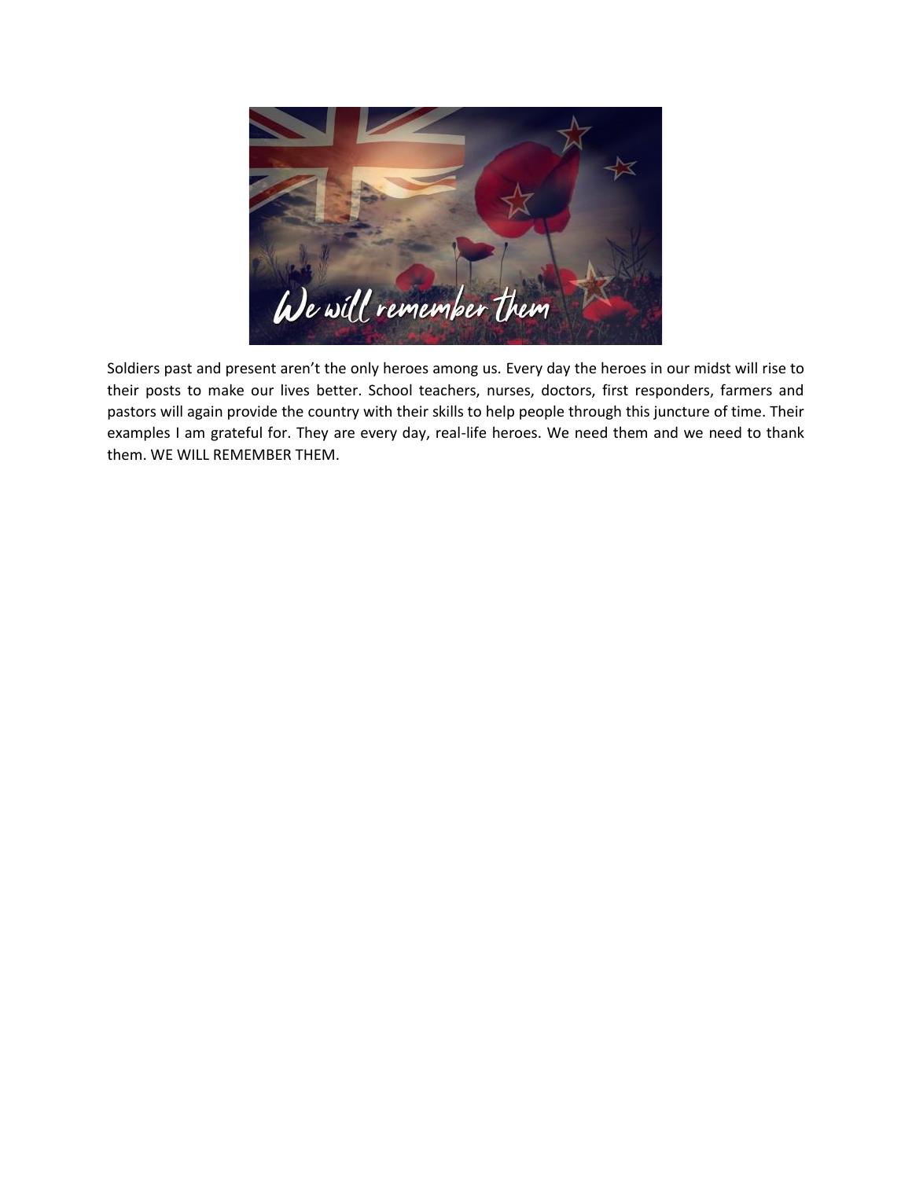Soldiers past and present aren’t the only heroes among us. Every day the heroes in our midst will rise to their posts to make our lives better. School teachers, nurses, doctors, first responders, farmers and pastors will again provide the country with their skills to help people through this juncture of time. Their examples I am grateful for. They are every day, real-life heroes. We need them and we need to thank them. WE WILL REMEMBER THEM.